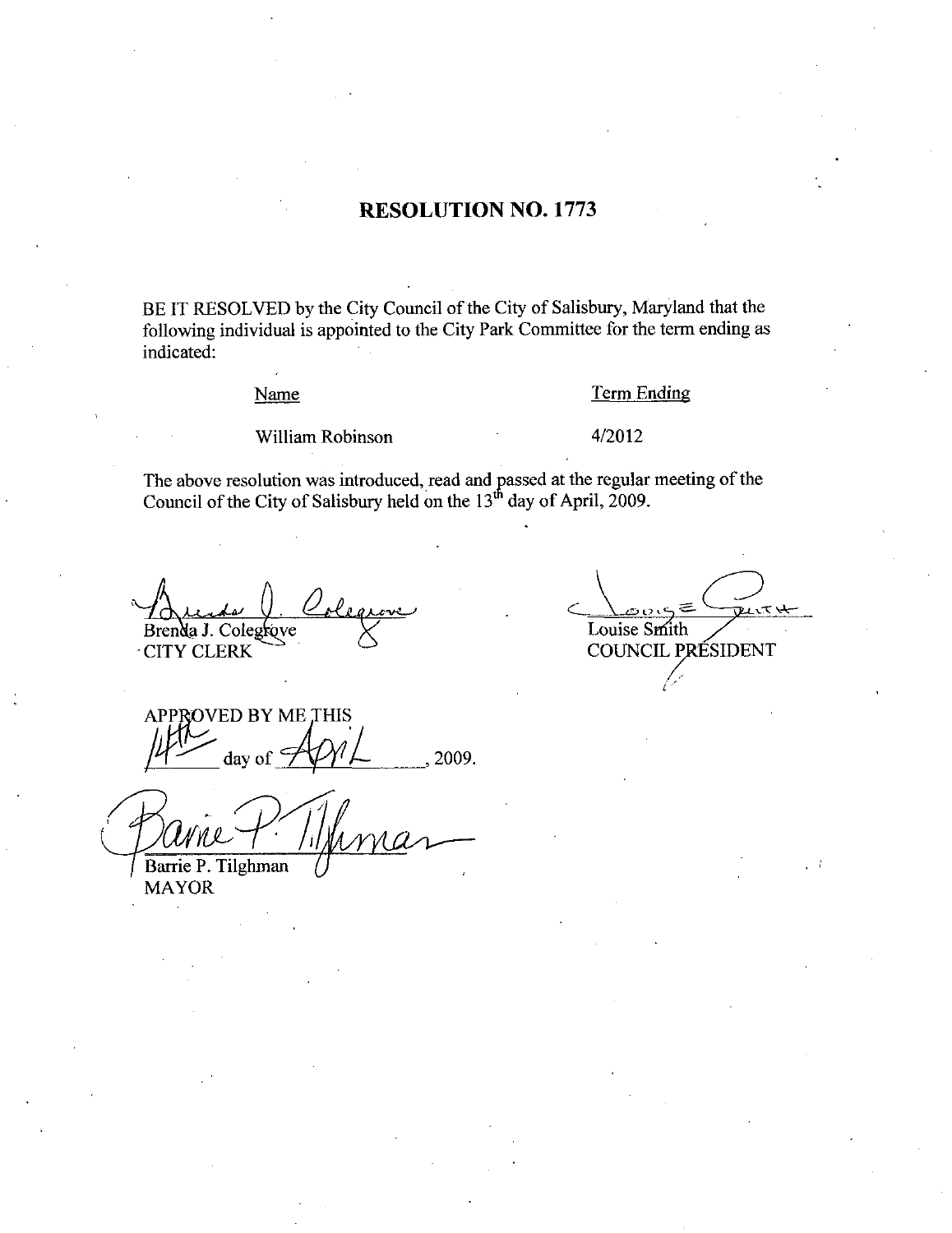# RESOLUTION NO. 1773

BE IT RESOLVED by the City Council of the City of Salisbury, Maryland that the following individual is appointed to the City Park Committee for the term ending as indicated:

| Name | Term Ending |
|---|---|
| William Robinson | 4/2012 |

The above resolution was introduced, read and passed at the regular meeting of the Council of the City of Salisbury held on the 13th day of April, 2009.

Brenda J. Colegrove
CITY CLERK

Louise Smith
COUNCIL PRESIDENT

APPROVED BY ME THIS 14th day of April, 2009.

Barrie P. Tilghman
MAYOR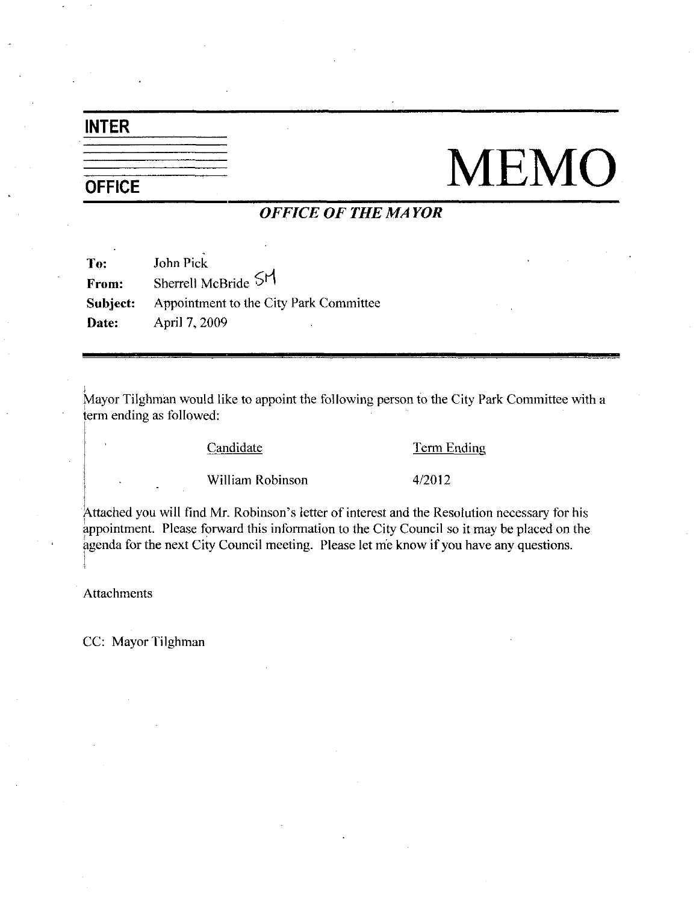**INTER OFFICE**

# MEMO

***OFFICE OF THE MAYOR***

**To:** John Pick
**From:** Sherrell McBride SM
**Subject:** Appointment to the City Park Committee
**Date:** April 7, 2009

---

Mayor Tilghman would like to appoint the following person to the City Park Committee with a term ending as followed:

| Candidate | Term Ending |
|---|---|
| William Robinson | 4/2012 |

Attached you will find Mr. Robinson's letter of interest and the Resolution necessary for his appointment. Please forward this information to the City Council so it may be placed on the agenda for the next City Council meeting. Please let me know if you have any questions.

Attachments

CC: Mayor Tilghman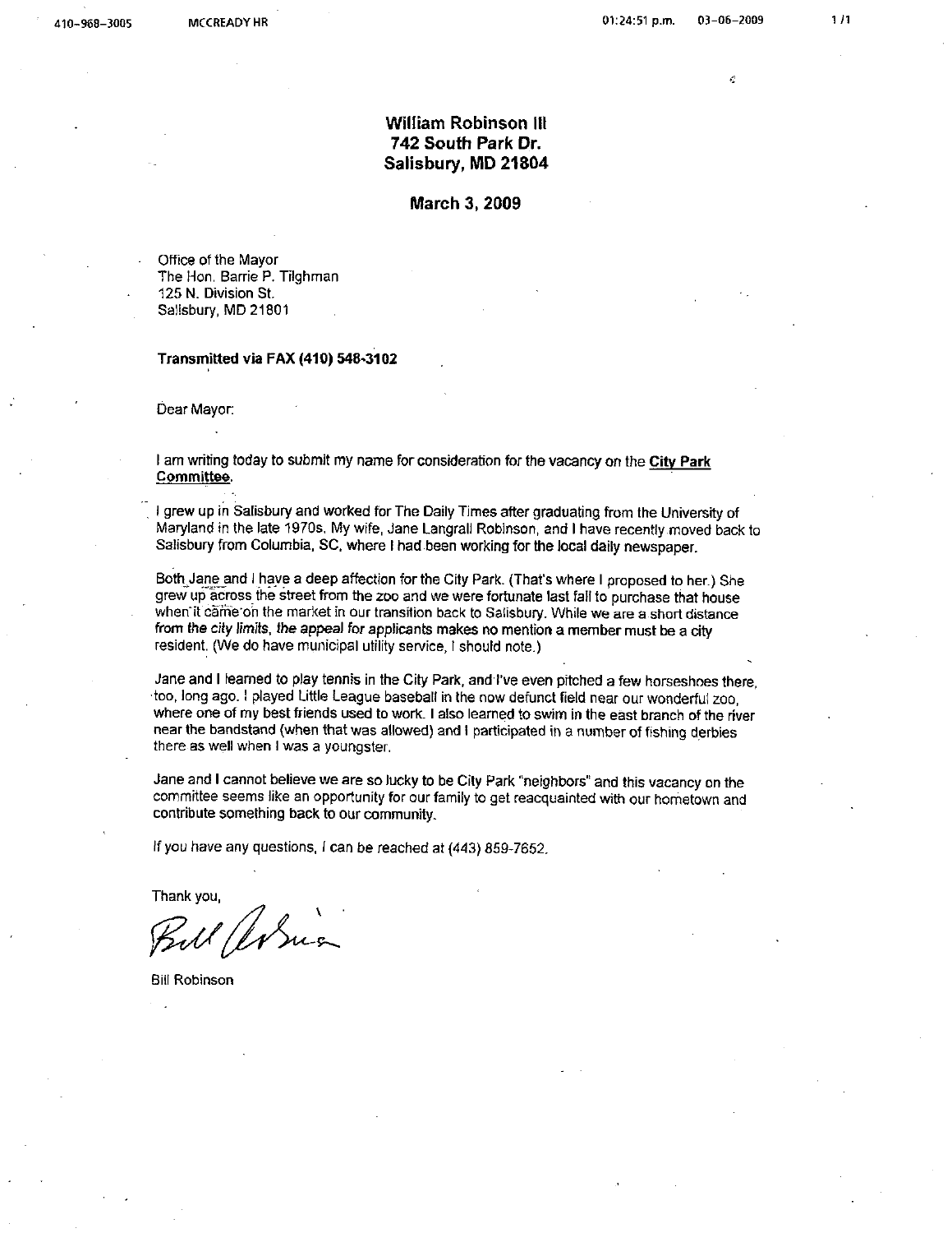**William Robinson III**
**742 South Park Dr.**
**Salisbury, MD 21804**

**March 3, 2009**

Office of the Mayor
The Hon. Barrie P. Tilghman
125 N. Division St.
Salisbury, MD 21801

**Transmitted via FAX (410) 548-3102**

Dear Mayor:

I am writing today to submit my name for consideration for the vacancy on the **City Park Committee.**

I grew up in Salisbury and worked for The Daily Times after graduating from the University of Maryland in the late 1970s. My wife, Jane Langrall Robinson, and I have recently moved back to Salisbury from Columbia, SC, where I had been working for the local daily newspaper.

Both Jane and I have a deep affection for the City Park. (That's where I proposed to her.) She grew up across the street from the zoo and we were fortunate last fall to purchase that house when it came on the market in our transition back to Salisbury. While we are a short distance from the city limits, the appeal for applicants makes no mention a member must be a city resident. (We do have municipal utility service, I should note.)

Jane and I learned to play tennis in the City Park, and I've even pitched a few horseshoes there, too, long ago. I played Little League baseball in the now defunct field near our wonderful zoo, where one of my best friends used to work. I also learned to swim in the east branch of the river near the bandstand (when that was allowed) and I participated in a number of fishing derbies there as well when I was a youngster.

Jane and I cannot believe we are so lucky to be City Park "neighbors" and this vacancy on the committee seems like an opportunity for our family to get reacquainted with our hometown and contribute something back to our community.

If you have any questions, I can be reached at (443) 859-7652.

Thank you,

Bill Robinson